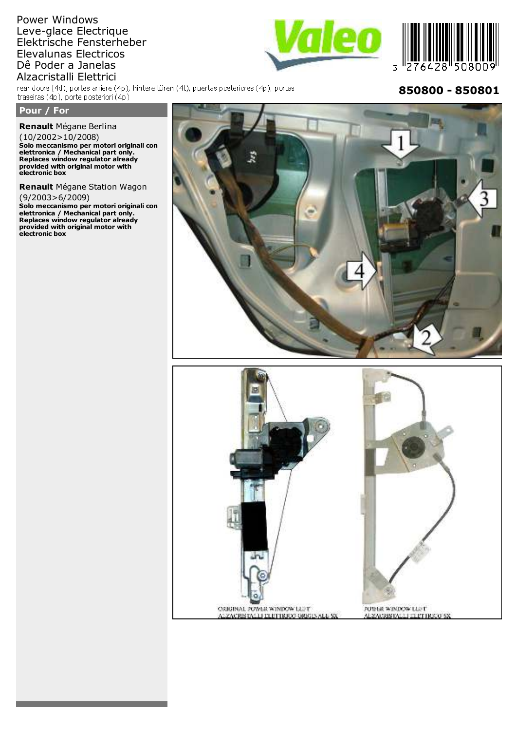Power Windows
Leve-glace Electrique
Elektrische Fensterheber
Elevalunas Electricos
Dê Poder a Janelas
Alzacristalli Elettrici

rear doors (4d), portes arriere (4p), hintere türen (4t), puertas posteriores (4p), portas traseiras (4p), porte posteriori (4p)

3 276428 508009

**850800 - 850801**

## Pour / For

**Renault** Mégane Berlina
(10/2002>10/2008)
**Solo meccanismo per motori originali con elettronica / Mechanical part only. Replaces window regulator already provided with original motor with electronic box**

**Renault** Mégane Station Wagon
(9/2003>6/2009)
**Solo meccanismo per motori originali con elettronica / Mechanical part only. Replaces window regulator already provided with original motor with electronic box**

ORIGINAL POWER WINDOW LEFT
ALZACRISTALLI ELETTRICO ORIGINALE SX

POWER WINDOW LEFT
ALZACRISTALLI ELETTRICO SX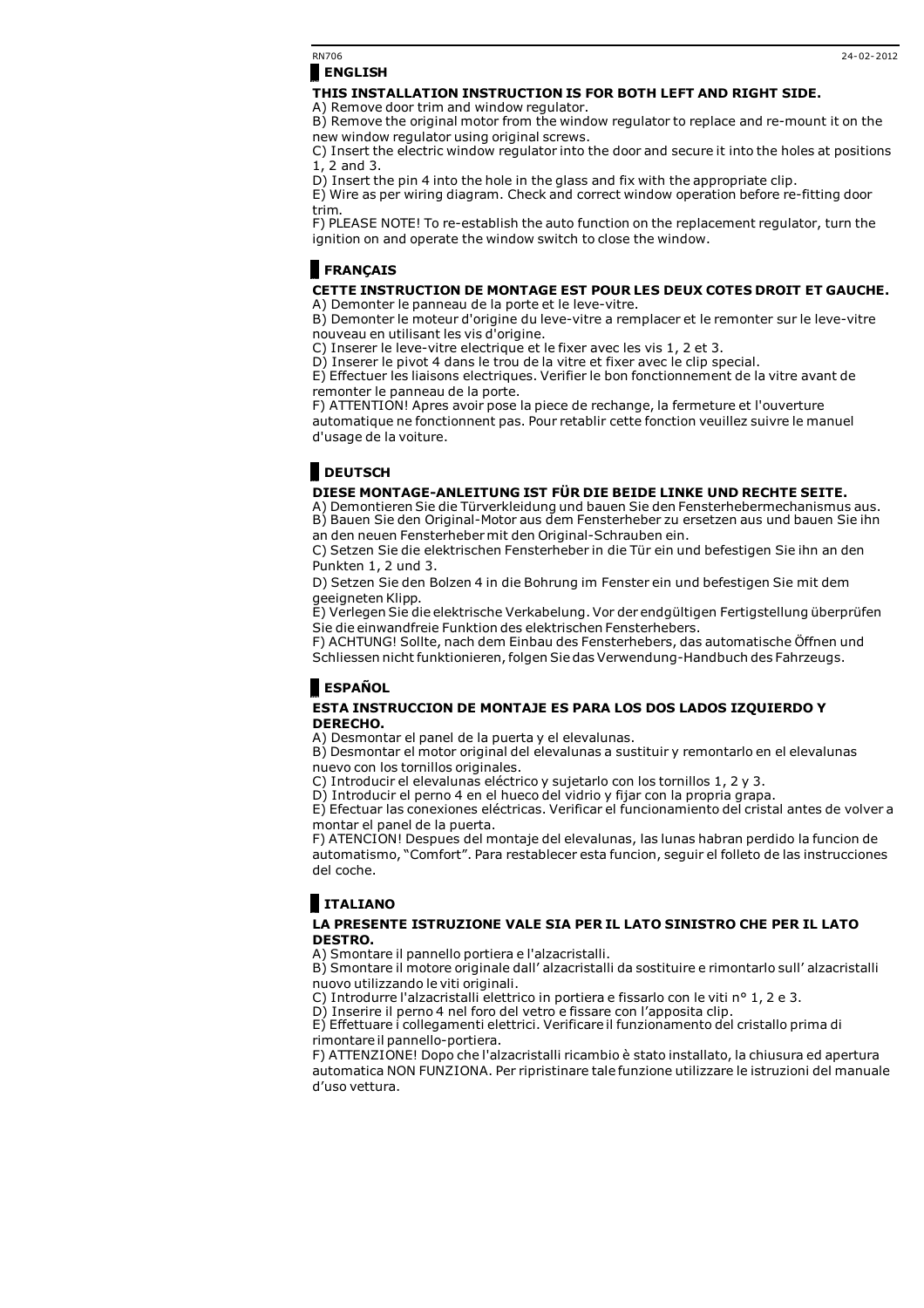## ENGLISH

**THIS INSTALLATION INSTRUCTION IS FOR BOTH LEFT AND RIGHT SIDE.**

A) Remove door trim and window regulator.
B) Remove the original motor from the window regulator to replace and re-mount it on the new window regulator using original screws.
C) Insert the electric window regulator into the door and secure it into the holes at positions 1, 2 and 3.
D) Insert the pin 4 into the hole in the glass and fix with the appropriate clip.
E) Wire as per wiring diagram. Check and correct window operation before re-fitting door trim.
F) PLEASE NOTE! To re-establish the auto function on the replacement regulator, turn the ignition on and operate the window switch to close the window.

## FRANÇAIS

**CETTE INSTRUCTION DE MONTAGE EST POUR LES DEUX COTES DROIT ET GAUCHE.**

A) Demonter le panneau de la porte et le leve-vitre.
B) Demonter le moteur d'origine du leve-vitre a remplacer et le remonter sur le leve-vitre nouveau en utilisant les vis d'origine.
C) Inserer le leve-vitre electrique et le fixer avec les vis 1, 2 et 3.
D) Inserer le pivot 4 dans le trou de la vitre et fixer avec le clip special.
E) Effectuer les liaisons electriques. Verifier le bon fonctionnement de la vitre avant de remonter le panneau de la porte.
F) ATTENTION! Apres avoir pose la piece de rechange, la fermeture et l'ouverture automatique ne fonctionnent pas. Pour retablir cette fonction veuillez suivre le manuel d'usage de la voiture.

## DEUTSCH

**DIESE MONTAGE-ANLEITUNG IST FÜR DIE BEIDE LINKE UND RECHTE SEITE.**

A) Demontieren Sie die Türverkleidung und bauen Sie den Fensterhebermechanismus aus.
B) Bauen Sie den Original-Motor aus dem Fensterheber zu ersetzen aus und bauen Sie ihn an den neuen Fensterheber mit den Original-Schrauben ein.
C) Setzen Sie die elektrischen Fensterheber in die Tür ein und befestigen Sie ihn an den Punkten 1, 2 und 3.
D) Setzen Sie den Bolzen 4 in die Bohrung im Fenster ein und befestigen Sie mit dem geeigneten Klipp.
E) Verlegen Sie die elektrische Verkabelung. Vor der endgültigen Fertigstellung überprüfen Sie die einwandfreie Funktion des elektrischen Fensterhebers.
F) ACHTUNG! Sollte, nach dem Einbau des Fensterhebers, das automatische Öffnen und Schliessen nicht funktionieren, folgen Sie das Verwendung-Handbuch des Fahrzeugs.

## ESPAÑOL

**ESTA INSTRUCCION DE MONTAJE ES PARA LOS DOS LADOS IZQUIERDO Y DERECHO.**

A) Desmontar el panel de la puerta y el elevalunas.
B) Desmontar el motor original del elevalunas a sustituir y remontarlo en el elevalunas nuevo con los tornillos originales.
C) Introducir el elevalunas eléctrico y sujetarlo con los tornillos 1, 2 y 3.
D) Introducir el perno 4 en el hueco del vidrio y fijar con la propria grapa.
E) Efectuar las conexiones eléctricas. Verificar el funcionamiento del cristal antes de volver a montar el panel de la puerta.
F) ATENCION! Despues del montaje del elevalunas, las lunas habran perdido la funcion de automatismo, "Comfort". Para restablecer esta funcion, seguir el folleto de las instrucciones del coche.

## ITALIANO

**LA PRESENTE ISTRUZIONE VALE SIA PER IL LATO SINISTRO CHE PER IL LATO DESTRO.**

A) Smontare il pannello portiera e l'alzacristalli.
B) Smontare il motore originale dall' alzacristalli da sostituire e rimontarlo sull' alzacristalli nuovo utilizzando le viti originali.
C) Introdurre l'alzacristalli elettrico in portiera e fissarlo con le viti n° 1, 2 e 3.
D) Inserire il perno 4 nel foro del vetro e fissare con l'apposita clip.
E) Effettuare i collegamenti elettrici. Verificare il funzionamento del cristallo prima di rimontare il pannello-portiera.
F) ATTENZIONE! Dopo che l'alzacristalli ricambio è stato installato, la chiusura ed apertura automatica NON FUNZIONA. Per ripristinare tale funzione utilizzare le istruzioni del manuale d'uso vettura.